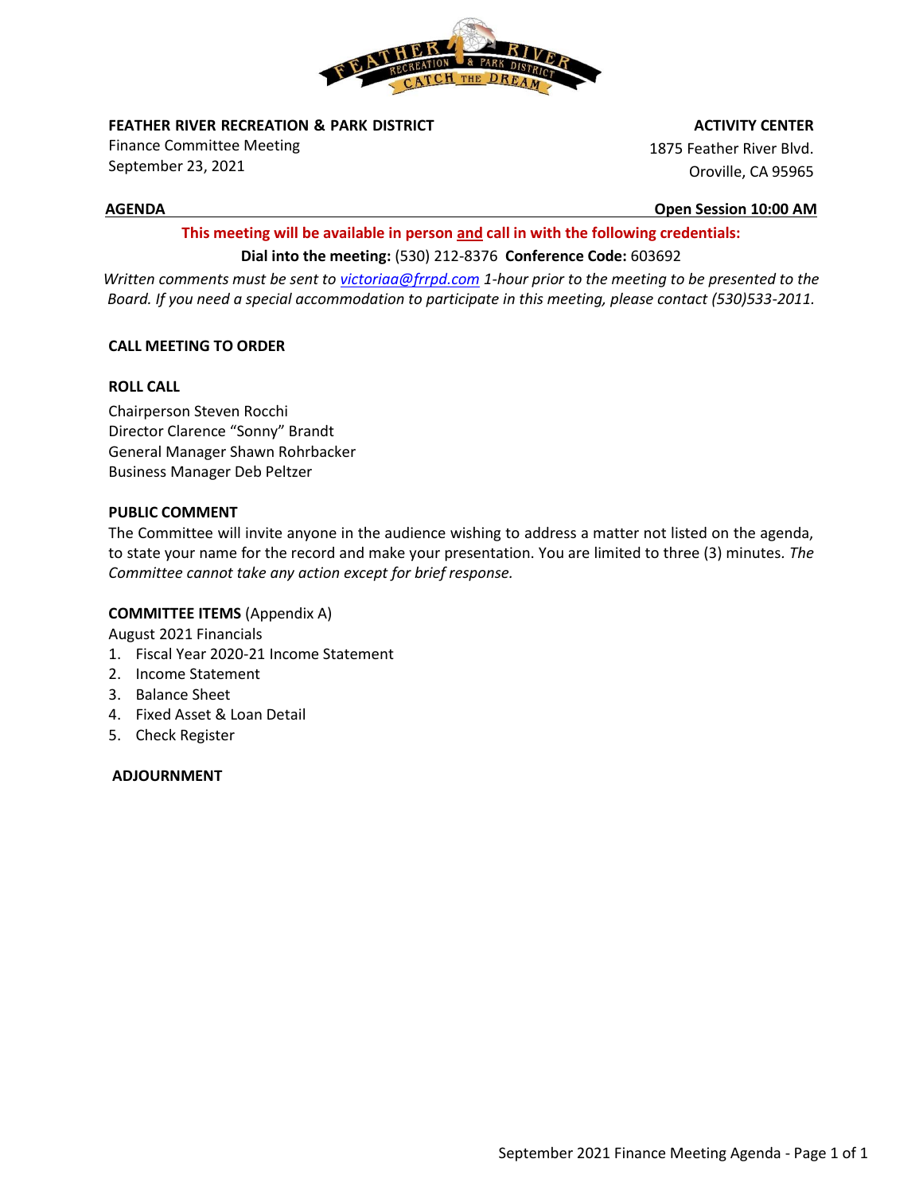**FEATHER RIVER RECREATION & PARK DISTRICT**
Finance Committee Meeting
September 23, 2021

**ACTIVITY CENTER**
1875 Feather River Blvd.
Oroville, CA 95965

**AGENDA** — **Open Session 10:00 AM**

**This meeting will be available in person and call in with the following credentials:**

**Dial into the meeting:** (530) 212-8376 **Conference Code:** 603692

*Written comments must be sent to victoriaa@frrpd.com 1-hour prior to the meeting to be presented to the Board. If you need a special accommodation to participate in this meeting, please contact (530)533-2011.*

**CALL MEETING TO ORDER**

**ROLL CALL**

Chairperson Steven Rocchi
Director Clarence "Sonny" Brandt
General Manager Shawn Rohrbacker
Business Manager Deb Peltzer

**PUBLIC COMMENT**

The Committee will invite anyone in the audience wishing to address a matter not listed on the agenda, to state your name for the record and make your presentation. You are limited to three (3) minutes. *The Committee cannot take any action except for brief response.*

**COMMITTEE ITEMS** (Appendix A)

August 2021 Financials

1. Fiscal Year 2020-21 Income Statement
2. Income Statement
3. Balance Sheet
4. Fixed Asset & Loan Detail
5. Check Register

**ADJOURNMENT**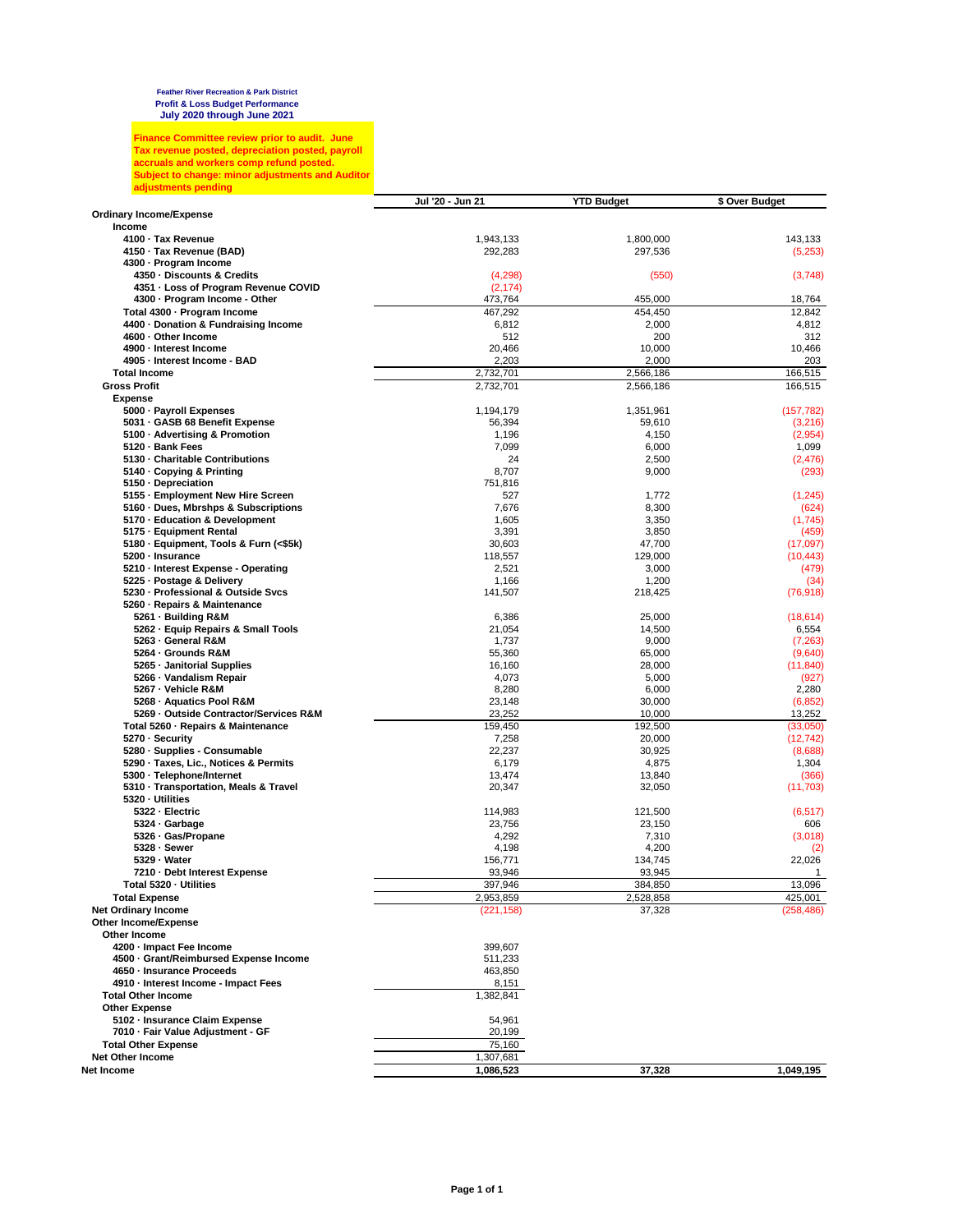**Feather River Recreation & Park District**
**Profit & Loss Budget Performance**
**July 2020 through June 2021**

**Finance Committee review prior to audit. June Tax revenue posted, depreciation posted, payroll accruals and workers comp refund posted. Subject to change: minor adjustments and Auditor adjustments pending**

| | Jul '20 - Jun 21 | YTD Budget | $ Over Budget |
|---|---|---|---|
| **Ordinary Income/Expense** | | | |
| **Income** | | | |
| 4100 · Tax Revenue | 1,943,133 | 1,800,000 | 143,133 |
| 4150 · Tax Revenue (BAD) | 292,283 | 297,536 | (5,253) |
| 4300 · Program Income | | | |
| 4350 · Discounts & Credits | (4,298) | (550) | (3,748) |
| 4351 · Loss of Program Revenue COVID | (2,174) | | |
| 4300 · Program Income - Other | 473,764 | 455,000 | 18,764 |
| Total 4300 · Program Income | 467,292 | 454,450 | 12,842 |
| 4400 · Donation & Fundraising Income | 6,812 | 2,000 | 4,812 |
| 4600 · Other Income | 512 | 200 | 312 |
| 4900 · Interest Income | 20,466 | 10,000 | 10,466 |
| 4905 · Interest Income - BAD | 2,203 | 2,000 | 203 |
| **Total Income** | 2,732,701 | 2,566,186 | 166,515 |
| **Gross Profit** | 2,732,701 | 2,566,186 | 166,515 |
| **Expense** | | | |
| 5000 · Payroll Expenses | 1,194,179 | 1,351,961 | (157,782) |
| 5031 · GASB 68 Benefit Expense | 56,394 | 59,610 | (3,216) |
| 5100 · Advertising & Promotion | 1,196 | 4,150 | (2,954) |
| 5120 · Bank Fees | 7,099 | 6,000 | 1,099 |
| 5130 · Charitable Contributions | 24 | 2,500 | (2,476) |
| 5140 · Copying & Printing | 8,707 | 9,000 | (293) |
| 5150 · Depreciation | 751,816 | | |
| 5155 · Employment New Hire Screen | 527 | 1,772 | (1,245) |
| 5160 · Dues, Mbrshps & Subscriptions | 7,676 | 8,300 | (624) |
| 5170 · Education & Development | 1,605 | 3,350 | (1,745) |
| 5175 · Equipment Rental | 3,391 | 3,850 | (459) |
| 5180 · Equipment, Tools & Furn (<$5k) | 30,603 | 47,700 | (17,097) |
| 5200 · Insurance | 118,557 | 129,000 | (10,443) |
| 5210 · Interest Expense - Operating | 2,521 | 3,000 | (479) |
| 5225 · Postage & Delivery | 1,166 | 1,200 | (34) |
| 5230 · Professional & Outside Svcs | 141,507 | 218,425 | (76,918) |
| 5260 · Repairs & Maintenance | | | |
| 5261 · Building R&M | 6,386 | 25,000 | (18,614) |
| 5262 · Equip Repairs & Small Tools | 21,054 | 14,500 | 6,554 |
| 5263 · General R&M | 1,737 | 9,000 | (7,263) |
| 5264 · Grounds R&M | 55,360 | 65,000 | (9,640) |
| 5265 · Janitorial Supplies | 16,160 | 28,000 | (11,840) |
| 5266 · Vandalism Repair | 4,073 | 5,000 | (927) |
| 5267 · Vehicle R&M | 8,280 | 6,000 | 2,280 |
| 5268 · Aquatics Pool R&M | 23,148 | 30,000 | (6,852) |
| 5269 · Outside Contractor/Services R&M | 23,252 | 10,000 | 13,252 |
| Total 5260 · Repairs & Maintenance | 159,450 | 192,500 | (33,050) |
| 5270 · Security | 7,258 | 20,000 | (12,742) |
| 5280 · Supplies - Consumable | 22,237 | 30,925 | (8,688) |
| 5290 · Taxes, Lic., Notices & Permits | 6,179 | 4,875 | 1,304 |
| 5300 · Telephone/Internet | 13,474 | 13,840 | (366) |
| 5310 · Transportation, Meals & Travel | 20,347 | 32,050 | (11,703) |
| 5320 · Utilities | | | |
| 5322 · Electric | 114,983 | 121,500 | (6,517) |
| 5324 · Garbage | 23,756 | 23,150 | 606 |
| 5326 · Gas/Propane | 4,292 | 7,310 | (3,018) |
| 5328 · Sewer | 4,198 | 4,200 | (2) |
| 5329 · Water | 156,771 | 134,745 | 22,026 |
| 7210 · Debt Interest Expense | 93,946 | 93,945 | 1 |
| Total 5320 · Utilities | 397,946 | 384,850 | 13,096 |
| **Total Expense** | 2,953,859 | 2,528,858 | 425,001 |
| **Net Ordinary Income** | (221,158) | 37,328 | (258,486) |
| **Other Income/Expense** | | | |
| **Other Income** | | | |
| 4200 · Impact Fee Income | 399,607 | | |
| 4500 · Grant/Reimbursed Expense Income | 511,233 | | |
| 4650 · Insurance Proceeds | 463,850 | | |
| 4910 · Interest Income - Impact Fees | 8,151 | | |
| **Total Other Income** | 1,382,841 | | |
| **Other Expense** | | | |
| 5102 · Insurance Claim Expense | 54,961 | | |
| 7010 · Fair Value Adjustment - GF | 20,199 | | |
| **Total Other Expense** | 75,160 | | |
| **Net Other Income** | 1,307,681 | | |
| **Net Income** | **1,086,523** | **37,328** | **1,049,195** |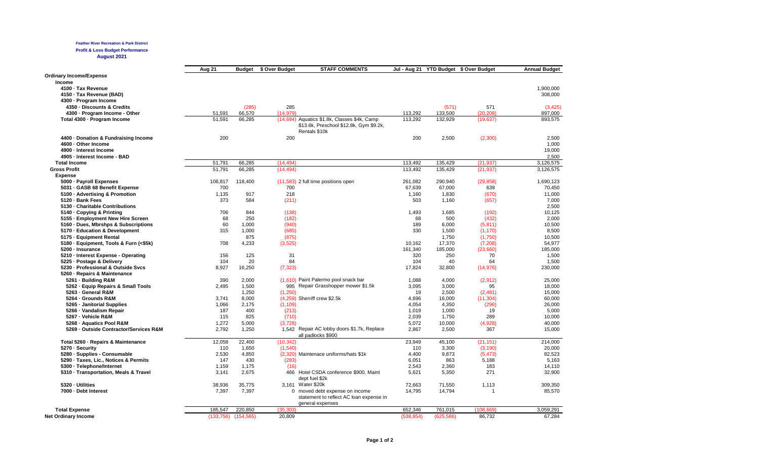**Feather River Recreation & Park District**

**Profit & Loss Budget Performance**

**August 2021**

| | Aug 21 | Budget | $ Over Budget | STAFF COMMENTS | Jul - Aug 21 | YTD Budget | $ Over Budget | Annual Budget |
|---|---|---|---|---|---|---|---|---|
| **Ordinary Income/Expense** | | | | | | | | |
| **Income** | | | | | | | | |
| **4100 · Tax Revenue** | | | | | | | | 1,900,000 |
| **4150 · Tax Revenue (BAD)** | | | | | | | | 308,000 |
| **4300 · Program Income** | | | | | | | | |
| **4350 · Discounts & Credits** | | (285) | 285 | | | (571) | 571 | (3,425) |
| **4300 · Program Income - Other** | 51,591 | 66,570 | (14,979) | | 113,292 | 133,500 | (20,208) | 897,000 |
| **Total 4300 · Program Income** | 51,591 | 66,285 | (14,694) | Aquatics $1.8k, Classes $4k, Camp $13.6k, Preschool $12.8k, Gym $9.2k, Rentals $10k | 113,292 | 132,929 | (19,637) | 893,575 |
| **4400 · Donation & Fundraising Income** | 200 | | 200 | | 200 | 2,500 | (2,300) | 2,500 |
| **4600 · Other Income** | | | | | | | | 1,000 |
| **4900 · Interest Income** | | | | | | | | 19,000 |
| **4905 · Interest Income - BAD** | | | | | | | | 2,500 |
| **Total Income** | 51,791 | 66,285 | (14,494) | | 113,492 | 135,429 | (21,937) | 3,126,575 |
| **Gross Profit** | 51,791 | 66,285 | (14,494) | | 113,492 | 135,429 | (21,937) | 3,126,575 |
| **Expense** | | | | | | | | |
| **5000 · Payroll Expenses** | 106,817 | 118,400 | (11,583) | 2 full time positions open | 261,082 | 290,940 | (29,858) | 1,690,123 |
| **5031 · GASB 68 Benefit Expense** | 700 | | 700 | | 67,639 | 67,000 | 639 | 70,450 |
| **5100 · Advertising & Promotion** | 1,135 | 917 | 218 | | 1,160 | 1,830 | (670) | 11,000 |
| **5120 · Bank Fees** | 373 | 584 | (211) | | 503 | 1,160 | (657) | 7,000 |
| **5130 · Charitable Contributions** | | | | | | | | 2,500 |
| **5140 · Copying & Printing** | 706 | 844 | (138) | | 1,493 | 1,685 | (192) | 10,125 |
| **5155 · Employment New Hire Screen** | 68 | 250 | (182) | | 68 | 500 | (432) | 2,000 |
| **5160 · Dues, Mbrshps & Subscriptions** | 60 | 1,000 | (940) | | 189 | 6,000 | (5,811) | 10,500 |
| **5170 · Education & Development** | 315 | 1,000 | (685) | | 330 | 1,500 | (1,170) | 8,500 |
| **5175 · Equipment Rental** | | 875 | (875) | | | 1,750 | (1,750) | 10,500 |
| **5180 · Equipment, Tools & Furn (<$5k)** | 708 | 4,233 | (3,525) | | 10,162 | 17,370 | (7,208) | 54,977 |
| **5200 · Insurance** | | | | | 161,340 | 185,000 | (23,660) | 185,000 |
| **5210 · Interest Expense - Operating** | 156 | 125 | 31 | | 320 | 250 | 70 | 1,500 |
| **5225 · Postage & Delivery** | 104 | 20 | 84 | | 104 | 40 | 64 | 1,500 |
| **5230 · Professional & Outside Svcs** | 8,927 | 16,250 | (7,323) | | 17,824 | 32,800 | (14,976) | 230,000 |
| **5260 · Repairs & Maintenance** | | | | | | | | |
| **5261 · Building R&M** | 390 | 2,000 | (1,610) | Paint Palermo pool snack bar | 1,088 | 4,000 | (2,912) | 25,000 |
| **5262 · Equip Repairs & Small Tools** | 2,495 | 1,500 | 995 | Repair Grasshopper mower $1.5k | 3,095 | 3,000 | 95 | 18,000 |
| **5263 · General R&M** | | 1,250 | (1,250) | | 19 | 2,500 | (2,481) | 15,000 |
| **5264 · Grounds R&M** | 3,741 | 8,000 | (4,259) | Sherriff crew $2.5k | 4,696 | 16,000 | (11,304) | 60,000 |
| **5265 · Janitorial Supplies** | 1,066 | 2,175 | (1,109) | | 4,054 | 4,350 | (296) | 26,000 |
| **5266 · Vandalism Repair** | 187 | 400 | (213) | | 1,019 | 1,000 | 19 | 5,000 |
| **5267 · Vehicle R&M** | 115 | 825 | (710) | | 2,039 | 1,750 | 289 | 10,000 |
| **5268 · Aquatics Pool R&M** | 1,272 | 5,000 | (3,728) | | 5,072 | 10,000 | (4,928) | 40,000 |
| **5269 · Outside Contractor/Services R&M** | 2,792 | 1,250 | 1,542 | Repair AC lobby doors $1.7k, Replace all padlocks $900 | 2,867 | 2,500 | 367 | 15,000 |
| **Total 5260 · Repairs & Maintenance** | 12,058 | 22,400 | (10,342) | | 23,949 | 45,100 | (21,151) | 214,000 |
| **5270 · Security** | 110 | 1,650 | (1,540) | | 110 | 3,300 | (3,190) | 20,000 |
| **5280 · Supplies - Consumable** | 2,530 | 4,850 | (2,320) | Maintenace uniforms/hats $1k | 4,400 | 9,873 | (5,473) | 82,523 |
| **5290 · Taxes, Lic., Notices & Permits** | 147 | 430 | (283) | | 6,051 | 863 | 5,188 | 5,163 |
| **5300 · Telephone/Internet** | 1,159 | 1,175 | (16) | | 2,543 | 2,360 | 183 | 14,110 |
| **5310 · Transportation, Meals & Travel** | 3,141 | 2,675 | 466 | Hotel CSDA conference $900, Maint dept fuel $2k | 5,621 | 5,350 | 271 | 32,900 |
| **5320 · Utilities** | 38,936 | 35,775 | 3,161 | Water $20k | 72,663 | 71,550 | 1,113 | 309,350 |
| **7000 · Debt Interest** | 7,397 | 7,397 | 0 | moved debt expense on income statement to reflect AC loan expense in general expenses | 14,795 | 14,794 | 1 | 85,570 |
| **Total Expense** | 185,547 | 220,850 | (35,303) | | 652,346 | 761,015 | (108,669) | 3,059,291 |
| **Net Ordinary Income** | (133,756) | (154,565) | 20,809 | | (538,854) | (625,586) | 86,732 | 67,284 |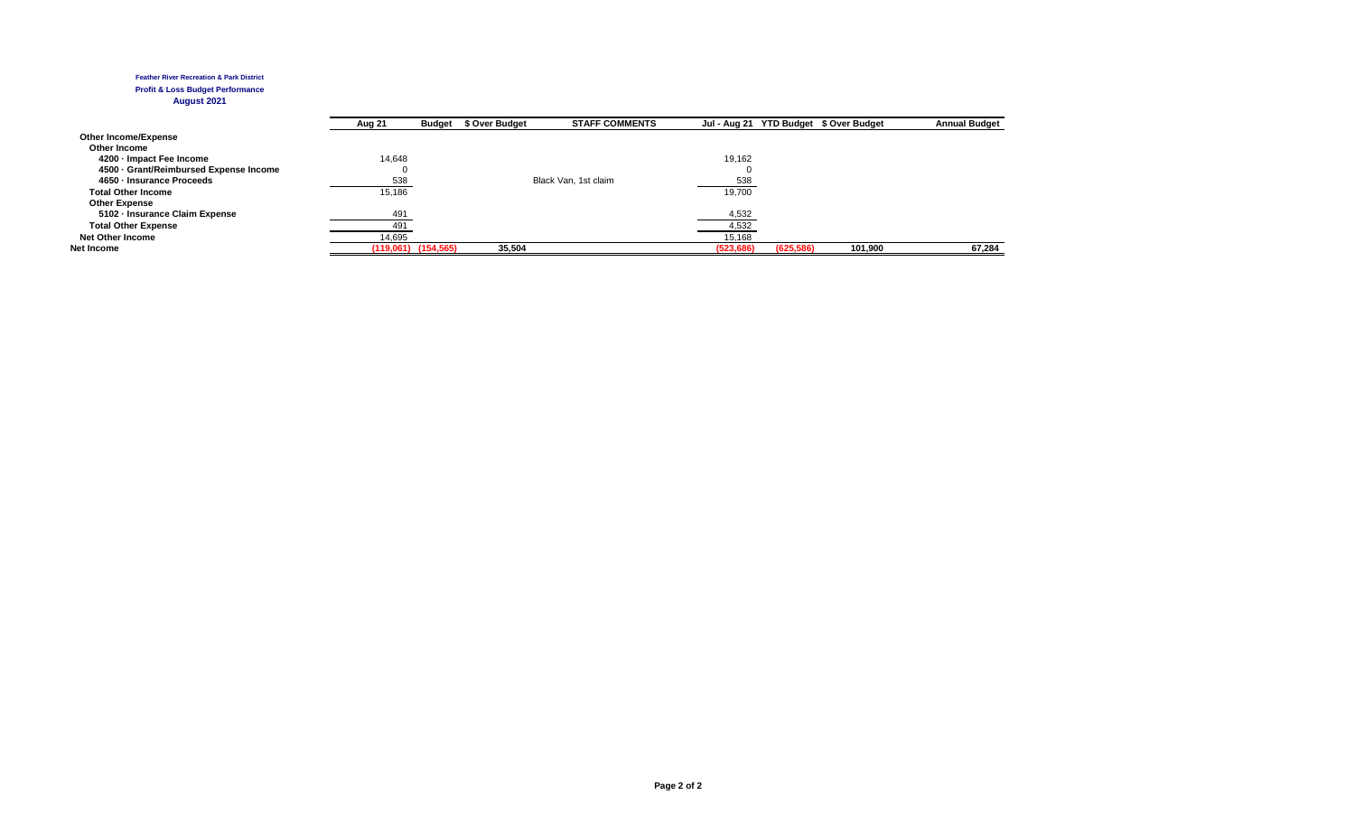**Feather River Recreation & Park District**

**Profit & Loss Budget Performance**

**August 2021**

| | Aug 21 | Budget | $ Over Budget | STAFF COMMENTS | Jul - Aug 21 | YTD Budget | $ Over Budget | Annual Budget |
|---|---|---|---|---|---|---|---|---|
| **Other Income/Expense** | | | | | | | | |
| **Other Income** | | | | | | | | |
| **4200 · Impact Fee Income** | 14,648 | | | | 19,162 | | | |
| **4500 · Grant/Reimbursed Expense Income** | 0 | | | | 0 | | | |
| **4650 · Insurance Proceeds** | 538 | | | Black Van, 1st claim | 538 | | | |
| **Total Other Income** | 15,186 | | | | 19,700 | | | |
| **Other Expense** | | | | | | | | |
| **5102 · Insurance Claim Expense** | 491 | | | | 4,532 | | | |
| **Total Other Expense** | 491 | | | | 4,532 | | | |
| **Net Other Income** | 14,695 | | | | 15,168 | | | |
| **Net Income** | (119,061) | (154,565) | 35,504 | | (523,686) | (625,586) | 101,900 | 67,284 |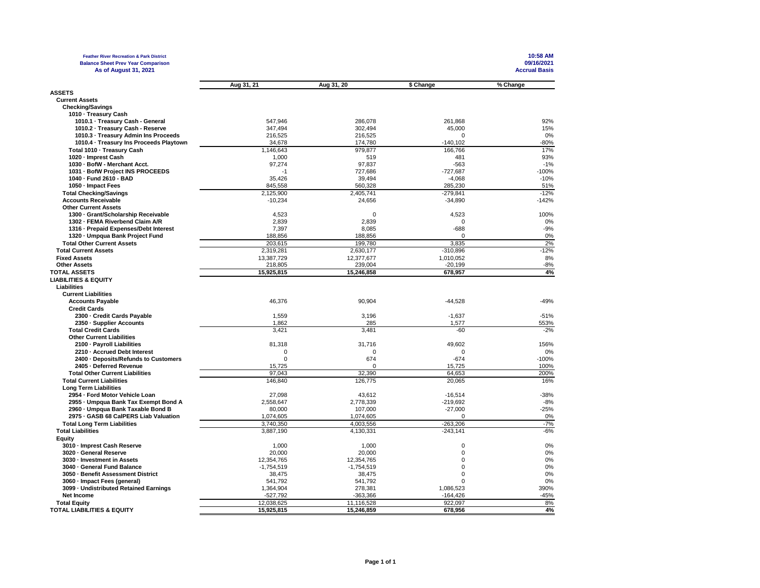**Feather River Recreation & Park District**
**Balance Sheet Prev Year Comparison**
**As of August 31, 2021**

**10:58 AM**
**09/16/2021**
**Accrual Basis**

| | Aug 31, 21 | Aug 31, 20 | $ Change | % Change |
|---|---|---|---|---|
| **ASSETS** | | | | |
| **Current Assets** | | | | |
| **Checking/Savings** | | | | |
| **1010 · Treasury Cash** | | | | |
| **1010.1 · Treasury Cash - General** | 547,946 | 286,078 | 261,868 | 92% |
| **1010.2 · Treasury Cash - Reserve** | 347,494 | 302,494 | 45,000 | 15% |
| **1010.3 · Treasury Admin Ins Proceeds** | 216,525 | 216,525 | 0 | 0% |
| **1010.4 · Treasury Ins Proceeds Playtown** | 34,678 | 174,780 | -140,102 | -80% |
| **Total 1010 · Treasury Cash** | 1,146,643 | 979,877 | 166,766 | 17% |
| **1020 · Imprest Cash** | 1,000 | 519 | 481 | 93% |
| **1030 · BofW - Merchant Acct.** | 97,274 | 97,837 | -563 | -1% |
| **1031 · BofW Project INS PROCEEDS** | -1 | 727,686 | -727,687 | -100% |
| **1040 · Fund 2610 - BAD** | 35,426 | 39,494 | -4,068 | -10% |
| **1050 · Impact Fees** | 845,558 | 560,328 | 285,230 | 51% |
| **Total Checking/Savings** | 2,125,900 | 2,405,741 | -279,841 | -12% |
| **Accounts Receivable** | -10,234 | 24,656 | -34,890 | -142% |
| **Other Current Assets** | | | | |
| **1300 · Grant/Scholarship Receivable** | 4,523 | 0 | 4,523 | 100% |
| **1302 · FEMA Riverbend Claim A/R** | 2,839 | 2,839 | 0 | 0% |
| **1316 · Prepaid Expenses/Debt Interest** | 7,397 | 8,085 | -688 | -9% |
| **1320 · Umpqua Bank Project Fund** | 188,856 | 188,856 | 0 | 0% |
| **Total Other Current Assets** | 203,615 | 199,780 | 3,835 | 2% |
| **Total Current Assets** | 2,319,281 | 2,630,177 | -310,896 | -12% |
| **Fixed Assets** | 13,387,729 | 12,377,677 | 1,010,052 | 8% |
| **Other Assets** | 218,805 | 239,004 | -20,199 | -8% |
| **TOTAL ASSETS** | **15,925,815** | **15,246,858** | **678,957** | **4%** |
| **LIABILITIES & EQUITY** | | | | |
| **Liabilities** | | | | |
| **Current Liabilities** | | | | |
| **Accounts Payable** | 46,376 | 90,904 | -44,528 | -49% |
| **Credit Cards** | | | | |
| **2300 · Credit Cards Payable** | 1,559 | 3,196 | -1,637 | -51% |
| **2350 · Supplier Accounts** | 1,862 | 285 | 1,577 | 553% |
| **Total Credit Cards** | 3,421 | 3,481 | -60 | -2% |
| **Other Current Liabilities** | | | | |
| **2100 · Payroll Liabilities** | 81,318 | 31,716 | 49,602 | 156% |
| **2210 · Accrued Debt Interest** | 0 | 0 | 0 | 0% |
| **2400 · Deposits/Refunds to Customers** | 0 | 674 | -674 | -100% |
| **2405 · Deferred Revenue** | 15,725 | 0 | 15,725 | 100% |
| **Total Other Current Liabilities** | 97,043 | 32,390 | 64,653 | 200% |
| **Total Current Liabilities** | 146,840 | 126,775 | 20,065 | 16% |
| **Long Term Liabilities** | | | | |
| **2954 · Ford Motor Vehicle Loan** | 27,098 | 43,612 | -16,514 | -38% |
| **2955 · Umpqua Bank Tax Exempt Bond A** | 2,558,647 | 2,778,339 | -219,692 | -8% |
| **2960 · Umpqua Bank Taxable Bond B** | 80,000 | 107,000 | -27,000 | -25% |
| **2975 · GASB 68 CalPERS Liab Valuation** | 1,074,605 | 1,074,605 | 0 | 0% |
| **Total Long Term Liabilities** | 3,740,350 | 4,003,556 | -263,206 | -7% |
| **Total Liabilities** | 3,887,190 | 4,130,331 | -243,141 | -6% |
| **Equity** | | | | |
| **3010 · Imprest Cash Reserve** | 1,000 | 1,000 | 0 | 0% |
| **3020 · General Reserve** | 20,000 | 20,000 | 0 | 0% |
| **3030 · Investment in Assets** | 12,354,765 | 12,354,765 | 0 | 0% |
| **3040 · General Fund Balance** | -1,754,519 | -1,754,519 | 0 | 0% |
| **3050 · Benefit Assessment District** | 38,475 | 38,475 | 0 | 0% |
| **3060 · Impact Fees (general)** | 541,792 | 541,792 | 0 | 0% |
| **3099 · Undistributed Retained Earnings** | 1,364,904 | 278,381 | 1,086,523 | 390% |
| **Net Income** | -527,792 | -363,366 | -164,426 | -45% |
| **Total Equity** | 12,038,625 | 11,116,528 | 922,097 | 8% |
| **TOTAL LIABILITIES & EQUITY** | **15,925,815** | **15,246,859** | **678,956** | **4%** |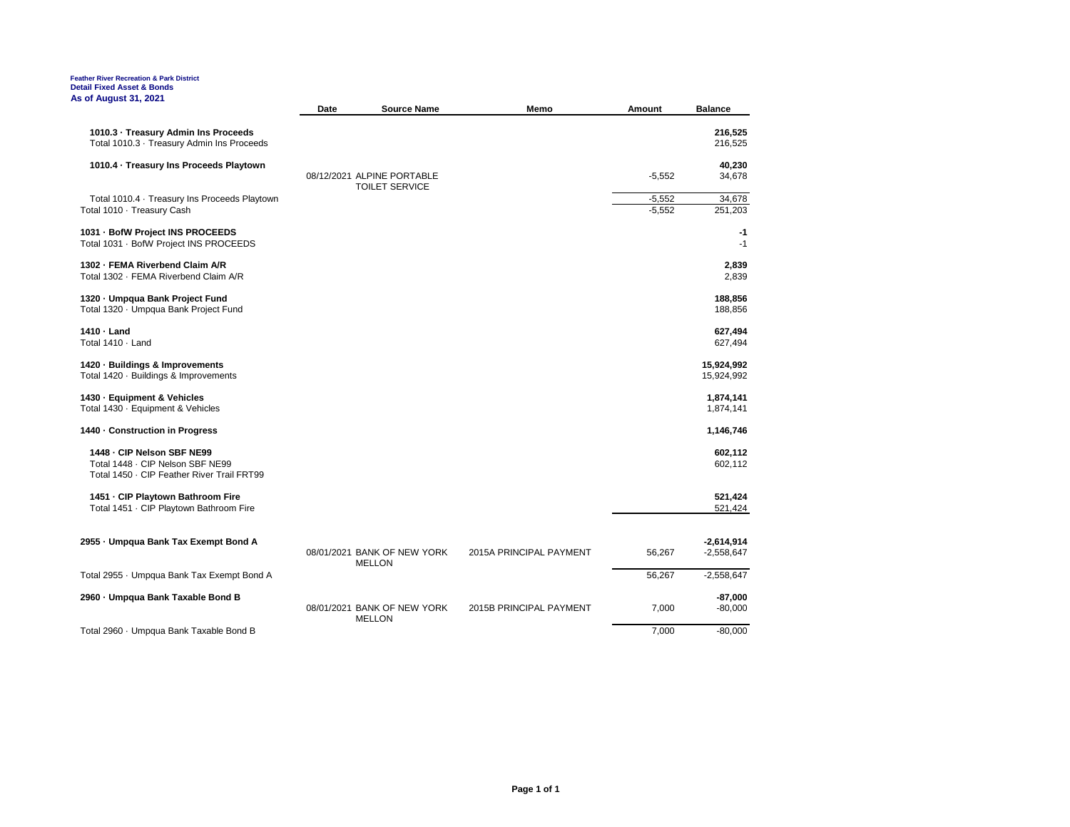**Feather River Recreation & Park District**
**Detail Fixed Asset & Bonds**
**As of August 31, 2021**

| | Date | Source Name | Memo | Amount | Balance |
|---|---|---|---|---|---|
| **1010.3 · Treasury Admin Ins Proceeds** | | | | | **216,525** |
| Total 1010.3 · Treasury Admin Ins Proceeds | | | | | 216,525 |
| **1010.4 · Treasury Ins Proceeds Playtown** | | | | | **40,230** |
| | 08/12/2021 | ALPINE PORTABLE TOILET SERVICE | | -5,552 | 34,678 |
| Total 1010.4 · Treasury Ins Proceeds Playtown | | | | -5,552 | 34,678 |
| Total 1010 · Treasury Cash | | | | -5,552 | 251,203 |
| **1031 · BofW Project INS PROCEEDS** | | | | | **-1** |
| Total 1031 · BofW Project INS PROCEEDS | | | | | -1 |
| **1302 · FEMA Riverbend Claim A/R** | | | | | **2,839** |
| Total 1302 · FEMA Riverbend Claim A/R | | | | | 2,839 |
| **1320 · Umpqua Bank Project Fund** | | | | | **188,856** |
| Total 1320 · Umpqua Bank Project Fund | | | | | 188,856 |
| **1410 · Land** | | | | | **627,494** |
| Total 1410 · Land | | | | | 627,494 |
| **1420 · Buildings & Improvements** | | | | | **15,924,992** |
| Total 1420 · Buildings & Improvements | | | | | 15,924,992 |
| **1430 · Equipment & Vehicles** | | | | | **1,874,141** |
| Total 1430 · Equipment & Vehicles | | | | | 1,874,141 |
| **1440 · Construction in Progress** | | | | | **1,146,746** |
| **1448 · CIP Nelson SBF NE99** | | | | | **602,112** |
| Total 1448 · CIP Nelson SBF NE99 | | | | | 602,112 |
| Total 1450 · CIP Feather River Trail FRT99 | | | | | |
| **1451 · CIP Playtown Bathroom Fire** | | | | | **521,424** |
| Total 1451 · CIP Playtown Bathroom Fire | | | | | 521,424 |
| **2955 · Umpqua Bank Tax Exempt Bond A** | | | | | **-2,614,914** |
| | 08/01/2021 | BANK OF NEW YORK MELLON | 2015A PRINCIPAL PAYMENT | 56,267 | -2,558,647 |
| Total 2955 · Umpqua Bank Tax Exempt Bond A | | | | 56,267 | -2,558,647 |
| **2960 · Umpqua Bank Taxable Bond B** | | | | | **-87,000** |
| | 08/01/2021 | BANK OF NEW YORK MELLON | 2015B PRINCIPAL PAYMENT | 7,000 | -80,000 |
| Total 2960 · Umpqua Bank Taxable Bond B | | | | 7,000 | -80,000 |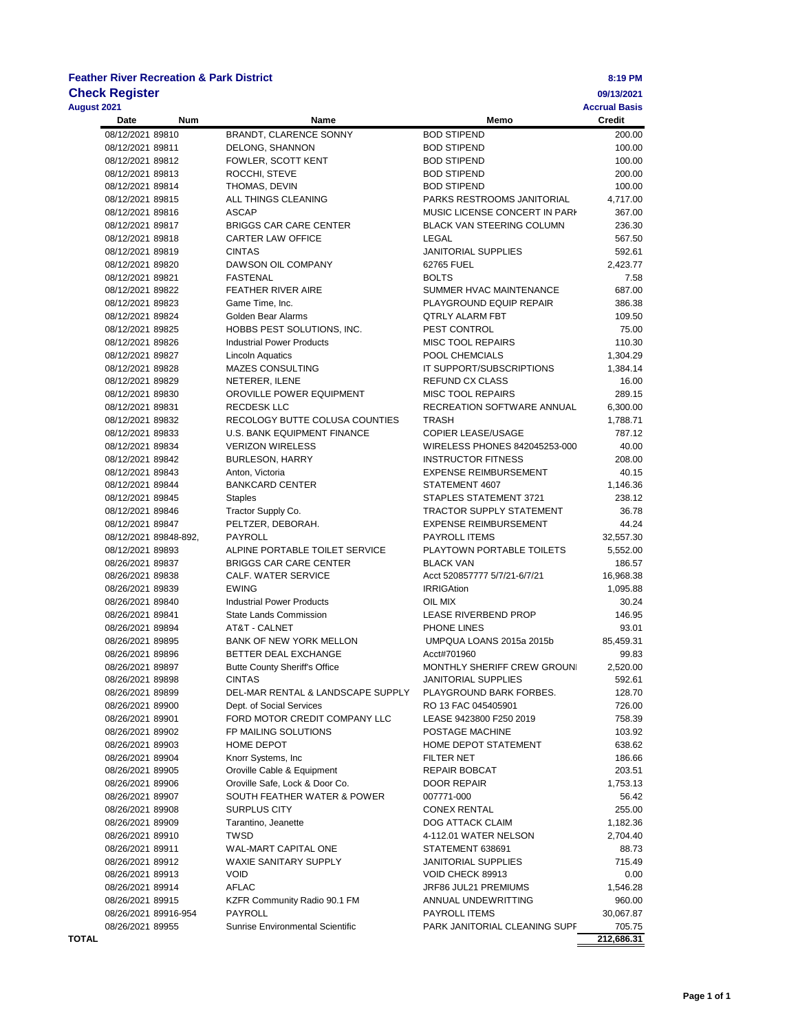**Feather River Recreation & Park District** 8:19 PM

**Check Register** 09/13/2021

**August 2021** **Accrual Basis**

| Date | Num | Name | Memo | Credit |
|---|---|---|---|---|
| 08/12/2021 | 89810 | BRANDT, CLARENCE SONNY | BOD STIPEND | 200.00 |
| 08/12/2021 | 89811 | DELONG, SHANNON | BOD STIPEND | 100.00 |
| 08/12/2021 | 89812 | FOWLER, SCOTT KENT | BOD STIPEND | 100.00 |
| 08/12/2021 | 89813 | ROCCHI, STEVE | BOD STIPEND | 200.00 |
| 08/12/2021 | 89814 | THOMAS, DEVIN | BOD STIPEND | 100.00 |
| 08/12/2021 | 89815 | ALL THINGS CLEANING | PARKS RESTROOMS JANITORIAL | 4,717.00 |
| 08/12/2021 | 89816 | ASCAP | MUSIC LICENSE CONCERT IN PARK | 367.00 |
| 08/12/2021 | 89817 | BRIGGS CAR CARE CENTER | BLACK VAN STEERING COLUMN | 236.30 |
| 08/12/2021 | 89818 | CARTER LAW OFFICE | LEGAL | 567.50 |
| 08/12/2021 | 89819 | CINTAS | JANITORIAL SUPPLIES | 592.61 |
| 08/12/2021 | 89820 | DAWSON OIL COMPANY | 62765 FUEL | 2,423.77 |
| 08/12/2021 | 89821 | FASTENAL | BOLTS | 7.58 |
| 08/12/2021 | 89822 | FEATHER RIVER AIRE | SUMMER HVAC MAINTENANCE | 687.00 |
| 08/12/2021 | 89823 | Game Time, Inc. | PLAYGROUND EQUIP REPAIR | 386.38 |
| 08/12/2021 | 89824 | Golden Bear Alarms | QTRLY ALARM FBT | 109.50 |
| 08/12/2021 | 89825 | HOBBS PEST SOLUTIONS, INC. | PEST CONTROL | 75.00 |
| 08/12/2021 | 89826 | Industrial Power Products | MISC TOOL REPAIRS | 110.30 |
| 08/12/2021 | 89827 | Lincoln Aquatics | POOL CHEMCIALS | 1,304.29 |
| 08/12/2021 | 89828 | MAZES CONSULTING | IT SUPPORT/SUBSCRIPTIONS | 1,384.14 |
| 08/12/2021 | 89829 | NETERER, ILENE | REFUND CX CLASS | 16.00 |
| 08/12/2021 | 89830 | OROVILLE POWER EQUIPMENT | MISC TOOL REPAIRS | 289.15 |
| 08/12/2021 | 89831 | RECDESK LLC | RECREATION SOFTWARE ANNUAL | 6,300.00 |
| 08/12/2021 | 89832 | RECOLOGY BUTTE COLUSA COUNTIES | TRASH | 1,788.71 |
| 08/12/2021 | 89833 | U.S. BANK EQUIPMENT FINANCE | COPIER LEASE/USAGE | 787.12 |
| 08/12/2021 | 89834 | VERIZON WIRELESS | WIRELESS PHONES 842045253-000 | 40.00 |
| 08/12/2021 | 89842 | BURLESON, HARRY | INSTRUCTOR FITNESS | 208.00 |
| 08/12/2021 | 89843 | Anton, Victoria | EXPENSE REIMBURSEMENT | 40.15 |
| 08/12/2021 | 89844 | BANKCARD CENTER | STATEMENT 4607 | 1,146.36 |
| 08/12/2021 | 89845 | Staples | STAPLES STATEMENT 3721 | 238.12 |
| 08/12/2021 | 89846 | Tractor Supply Co. | TRACTOR SUPPLY STATEMENT | 36.78 |
| 08/12/2021 | 89847 | PELTZER, DEBORAH. | EXPENSE REIMBURSEMENT | 44.24 |
| 08/12/2021 | 89848-892, | PAYROLL | PAYROLL ITEMS | 32,557.30 |
| 08/12/2021 | 89893 | ALPINE PORTABLE TOILET SERVICE | PLAYTOWN PORTABLE TOILETS | 5,552.00 |
| 08/26/2021 | 89837 | BRIGGS CAR CARE CENTER | BLACK VAN | 186.57 |
| 08/26/2021 | 89838 | CALF. WATER SERVICE | Acct 520857777 5/7/21-6/7/21 | 16,968.38 |
| 08/26/2021 | 89839 | EWING | IRRIGAtion | 1,095.88 |
| 08/26/2021 | 89840 | Industrial Power Products | OIL MIX | 30.24 |
| 08/26/2021 | 89841 | State Lands Commission | LEASE RIVERBEND PROP | 146.95 |
| 08/26/2021 | 89894 | AT&T - CALNET | PHONE LINES | 93.01 |
| 08/26/2021 | 89895 | BANK OF NEW YORK MELLON | UMPQUA LOANS 2015a 2015b | 85,459.31 |
| 08/26/2021 | 89896 | BETTER DEAL EXCHANGE | Acct#701960 | 99.83 |
| 08/26/2021 | 89897 | Butte County Sheriff's Office | MONTHLY SHERIFF CREW GROUNI | 2,520.00 |
| 08/26/2021 | 89898 | CINTAS | JANITORIAL SUPPLIES | 592.61 |
| 08/26/2021 | 89899 | DEL-MAR RENTAL & LANDSCAPE SUPPLY | PLAYGROUND BARK FORBES. | 128.70 |
| 08/26/2021 | 89900 | Dept. of Social Services | RO 13 FAC 045405901 | 726.00 |
| 08/26/2021 | 89901 | FORD MOTOR CREDIT COMPANY LLC | LEASE 9423800 F250 2019 | 758.39 |
| 08/26/2021 | 89902 | FP MAILING SOLUTIONS | POSTAGE MACHINE | 103.92 |
| 08/26/2021 | 89903 | HOME DEPOT | HOME DEPOT STATEMENT | 638.62 |
| 08/26/2021 | 89904 | Knorr Systems, Inc | FILTER NET | 186.66 |
| 08/26/2021 | 89905 | Oroville Cable & Equipment | REPAIR BOBCAT | 203.51 |
| 08/26/2021 | 89906 | Oroville Safe, Lock & Door Co. | DOOR REPAIR | 1,753.13 |
| 08/26/2021 | 89907 | SOUTH FEATHER WATER & POWER | 007771-000 | 56.42 |
| 08/26/2021 | 89908 | SURPLUS CITY | CONEX RENTAL | 255.00 |
| 08/26/2021 | 89909 | Tarantino, Jeanette | DOG ATTACK CLAIM | 1,182.36 |
| 08/26/2021 | 89910 | TWSD | 4-112.01 WATER NELSON | 2,704.40 |
| 08/26/2021 | 89911 | WAL-MART CAPITAL ONE | STATEMENT 638691 | 88.73 |
| 08/26/2021 | 89912 | WAXIE SANITARY SUPPLY | JANITORIAL SUPPLIES | 715.49 |
| 08/26/2021 | 89913 | VOID | VOID CHECK 89913 | 0.00 |
| 08/26/2021 | 89914 | AFLAC | JRF86 JUL21 PREMIUMS | 1,546.28 |
| 08/26/2021 | 89915 | KZFR Community Radio 90.1 FM | ANNUAL UNDEWRITTING | 960.00 |
| 08/26/2021 | 89916-954 | PAYROLL | PAYROLL ITEMS | 30,067.87 |
| 08/26/2021 | 89955 | Sunrise Environmental Scientific | PARK JANITORIAL CLEANING SUPF | 705.75 |
| **TOTAL** | | | | **212,686.31** |